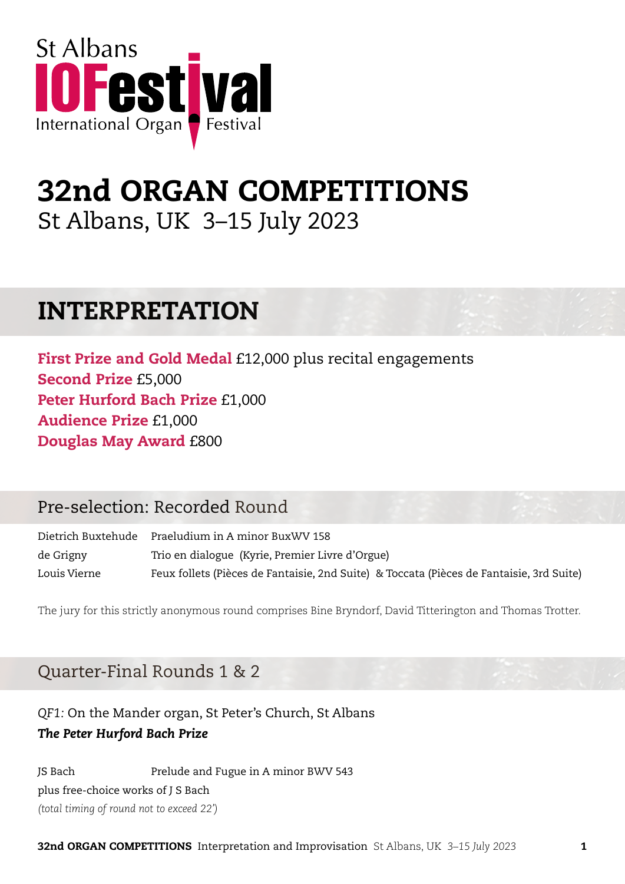St Albans
**IOFestival**
International Organ Festival

# 32nd ORGAN COMPETITIONS

St Albans, UK 3–15 July 2023

## INTERPRETATION

**First Prize and Gold Medal** £12,000 plus recital engagements
**Second Prize** £5,000
**Peter Hurford Bach Prize** £1,000
**Audience Prize** £1,000
**Douglas May Award** £800

### Pre-selection: Recorded Round

| | |
|---|---|
| Dietrich Buxtehude | Praeludium in A minor BuxWV 158 |
| de Grigny | Trio en dialogue (Kyrie, Premier Livre d'Orgue) |
| Louis Vierne | Feux follets (Pièces de Fantaisie, 2nd Suite) & Toccata (Pièces de Fantaisie, 3rd Suite) |

The jury for this strictly anonymous round comprises Bine Bryndorf, David Titterington and Thomas Trotter.

### Quarter-Final Rounds 1 & 2

*QF1:* On the Mander organ, St Peter's Church, St Albans
***The Peter Hurford Bach Prize***

| | |
|---|---|
| JS Bach | Prelude and Fugue in A minor BWV 543 |

plus free-choice works of J S Bach
*(total timing of round not to exceed 22')*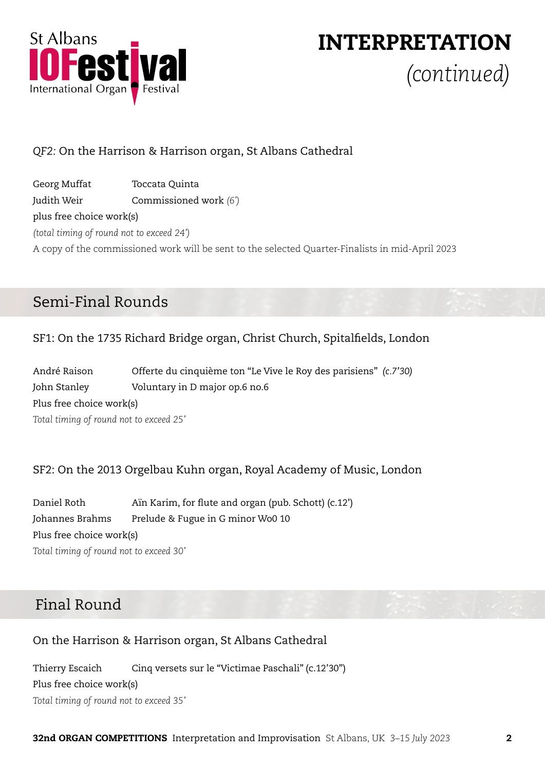# INTERPRETATION

*(continued)*

QF2: On the Harrison & Harrison organ, St Albans Cathedral

| | |
|---|---|
| Georg Muffat | Toccata Quinta |
| Judith Weir | Commissioned work *(6')* |

plus free choice work(s)

*(total timing of round not to exceed 24')*

A copy of the commissioned work will be sent to the selected Quarter-Finalists in mid-April 2023

## Semi-Final Rounds

SF1: On the 1735 Richard Bridge organ, Christ Church, Spitalfields, London

| | |
|---|---|
| André Raison | Offerte du cinquième ton "Le Vive le Roy des parisiens" *(c.7'30)* |
| John Stanley | Voluntary in D major op.6 no.6 |

Plus free choice work(s)

*Total timing of round not to exceed 25'*

SF2: On the 2013 Orgelbau Kuhn organ, Royal Academy of Music, London

| | |
|---|---|
| Daniel Roth | Aïn Karim, for flute and organ (pub. Schott) (c.12') |
| Johannes Brahms | Prelude & Fugue in G minor Wo0 10 |

Plus free choice work(s)

*Total timing of round not to exceed 30'*

## Final Round

On the Harrison & Harrison organ, St Albans Cathedral

| | |
|---|---|
| Thierry Escaich | Cinq versets sur le "Victimae Paschali" (c.12'30") |

Plus free choice work(s)

*Total timing of round not to exceed 35'*